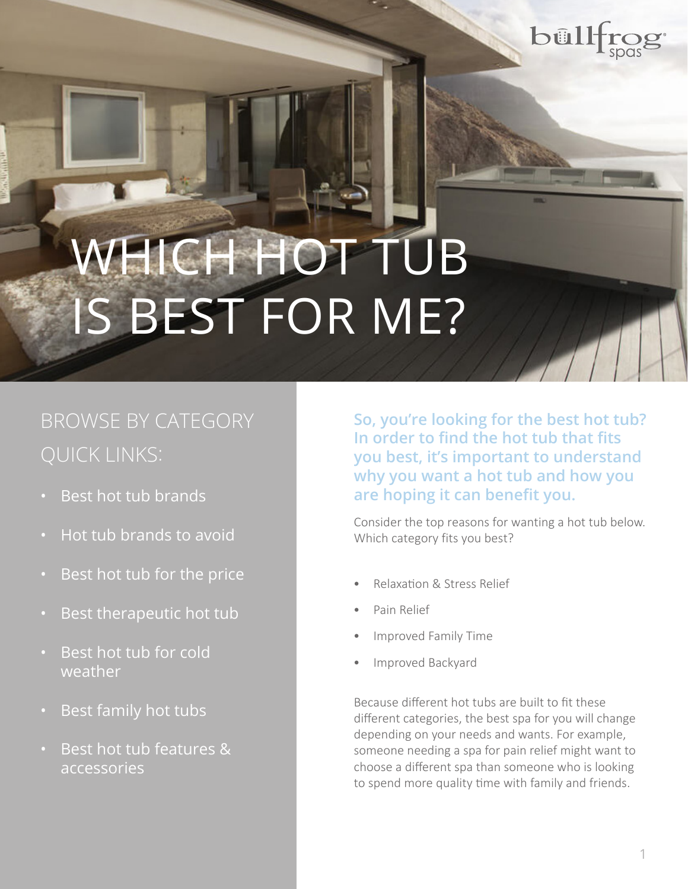# WHICH HOT TUB IS BEST FOR ME?

## BROWSE BY CATEGORY QUICK LINKS:

- Best hot tub brands
- Hot tub brands to avoid
- Best hot tub for the price
- Best therapeutic hot tub
- Best hot tub for cold weather
- Best family hot tubs
- Best hot tub features & accessories

**So, you're looking for the best hot tub? In order to find the hot tub that fits you best, it's important to understand why you want a hot tub and how you are hoping it can benefit you.**

Consider the top reasons for wanting a hot tub below. Which category fits you best?

- Relaxation & Stress Relief
- Pain Relief
- Improved Family Time
- Improved Backyard

Because different hot tubs are built to fit these different categories, the best spa for you will change depending on your needs and wants. For example, someone needing a spa for pain relief might want to choose a different spa than someone who is looking to spend more quality time with family and friends.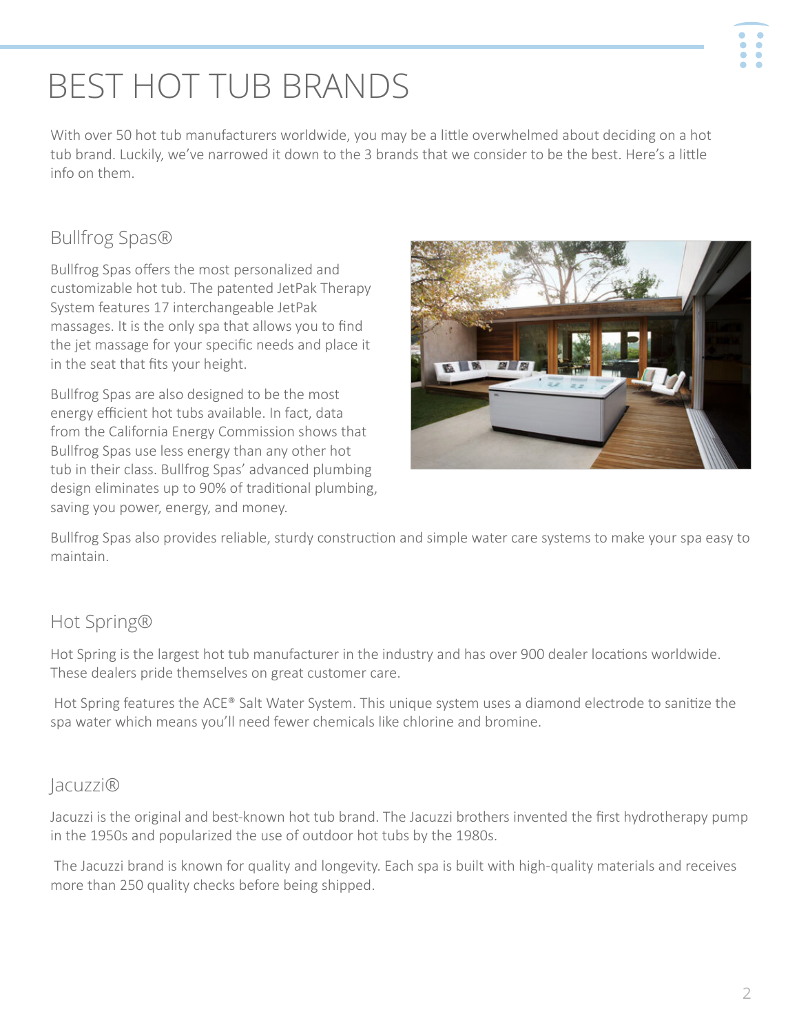# BEST HOT TUB BRANDS

With over 50 hot tub manufacturers worldwide, you may be a little overwhelmed about deciding on a hot tub brand. Luckily, we've narrowed it down to the 3 brands that we consider to be the best. Here's a little info on them.

## Bullfrog Spas®

Bullfrog Spas offers the most personalized and customizable hot tub. The patented JetPak Therapy System features 17 interchangeable JetPak massages. It is the only spa that allows you to find the jet massage for your specific needs and place it in the seat that fits your height.

Bullfrog Spas are also designed to be the most energy efficient hot tubs available. In fact, data from the California Energy Commission shows that Bullfrog Spas use less energy than any other hot tub in their class. Bullfrog Spas' advanced plumbing design eliminates up to 90% of traditional plumbing, saving you power, energy, and money.

Bullfrog Spas also provides reliable, sturdy construction and simple water care systems to make your spa easy to maintain.

## Hot Spring®

Hot Spring is the largest hot tub manufacturer in the industry and has over 900 dealer locations worldwide. These dealers pride themselves on great customer care.

Hot Spring features the ACE® Salt Water System. This unique system uses a diamond electrode to sanitize the spa water which means you'll need fewer chemicals like chlorine and bromine.

## Jacuzzi®

Jacuzzi is the original and best-known hot tub brand. The Jacuzzi brothers invented the first hydrotherapy pump in the 1950s and popularized the use of outdoor hot tubs by the 1980s.

The Jacuzzi brand is known for quality and longevity. Each spa is built with high-quality materials and receives more than 250 quality checks before being shipped.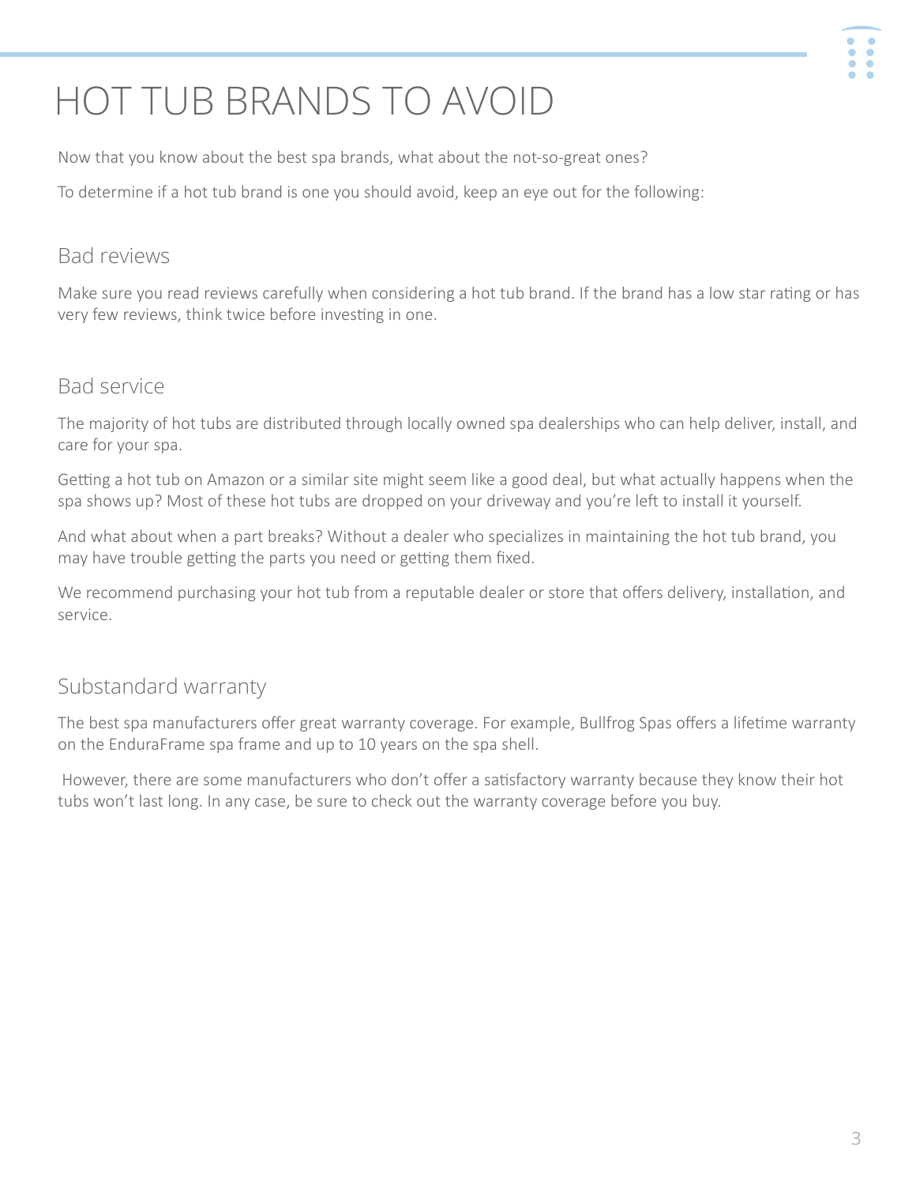# HOT TUB BRANDS TO AVOID

Now that you know about the best spa brands, what about the not-so-great ones?

To determine if a hot tub brand is one you should avoid, keep an eye out for the following:

## Bad reviews

Make sure you read reviews carefully when considering a hot tub brand. If the brand has a low star rating or has very few reviews, think twice before investing in one.

## Bad service

The majority of hot tubs are distributed through locally owned spa dealerships who can help deliver, install, and care for your spa.

Getting a hot tub on Amazon or a similar site might seem like a good deal, but what actually happens when the spa shows up? Most of these hot tubs are dropped on your driveway and you're left to install it yourself.

And what about when a part breaks? Without a dealer who specializes in maintaining the hot tub brand, you may have trouble getting the parts you need or getting them fixed.

We recommend purchasing your hot tub from a reputable dealer or store that offers delivery, installation, and service.

## Substandard warranty

The best spa manufacturers offer great warranty coverage. For example, Bullfrog Spas offers a lifetime warranty on the EnduraFrame spa frame and up to 10 years on the spa shell.

However, there are some manufacturers who don't offer a satisfactory warranty because they know their hot tubs won't last long. In any case, be sure to check out the warranty coverage before you buy.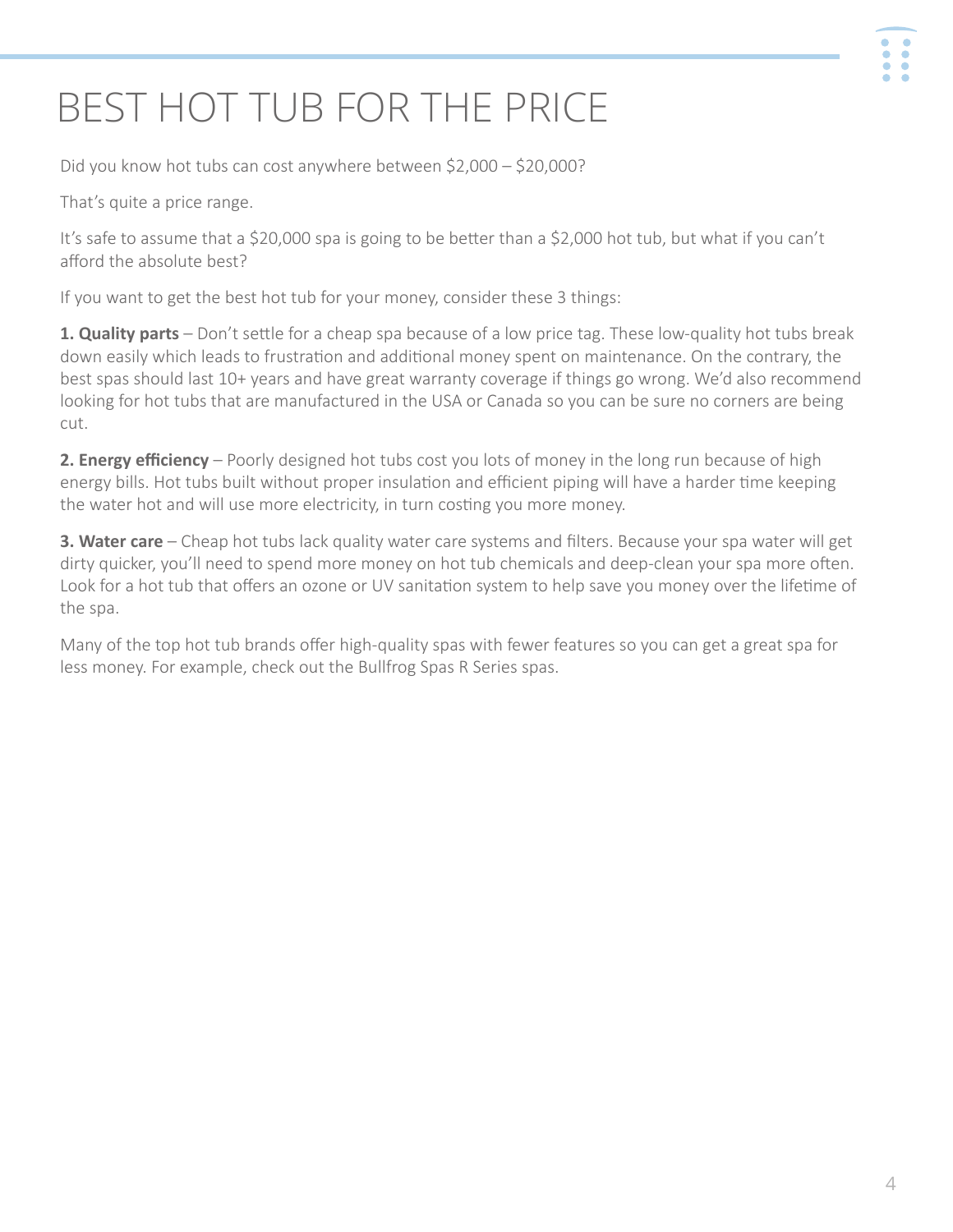# BEST HOT TUB FOR THE PRICE

Did you know hot tubs can cost anywhere between $2,000 – $20,000?

That's quite a price range.

It's safe to assume that a $20,000 spa is going to be better than a $2,000 hot tub, but what if you can't afford the absolute best?

If you want to get the best hot tub for your money, consider these 3 things:

**1. Quality parts** – Don't settle for a cheap spa because of a low price tag. These low-quality hot tubs break down easily which leads to frustration and additional money spent on maintenance. On the contrary, the best spas should last 10+ years and have great warranty coverage if things go wrong. We'd also recommend looking for hot tubs that are manufactured in the USA or Canada so you can be sure no corners are being cut.

**2. Energy efficiency** – Poorly designed hot tubs cost you lots of money in the long run because of high energy bills. Hot tubs built without proper insulation and efficient piping will have a harder time keeping the water hot and will use more electricity, in turn costing you more money.

**3. Water care** – Cheap hot tubs lack quality water care systems and filters. Because your spa water will get dirty quicker, you'll need to spend more money on hot tub chemicals and deep-clean your spa more often. Look for a hot tub that offers an ozone or UV sanitation system to help save you money over the lifetime of the spa.

Many of the top hot tub brands offer high-quality spas with fewer features so you can get a great spa for less money. For example, check out the Bullfrog Spas R Series spas.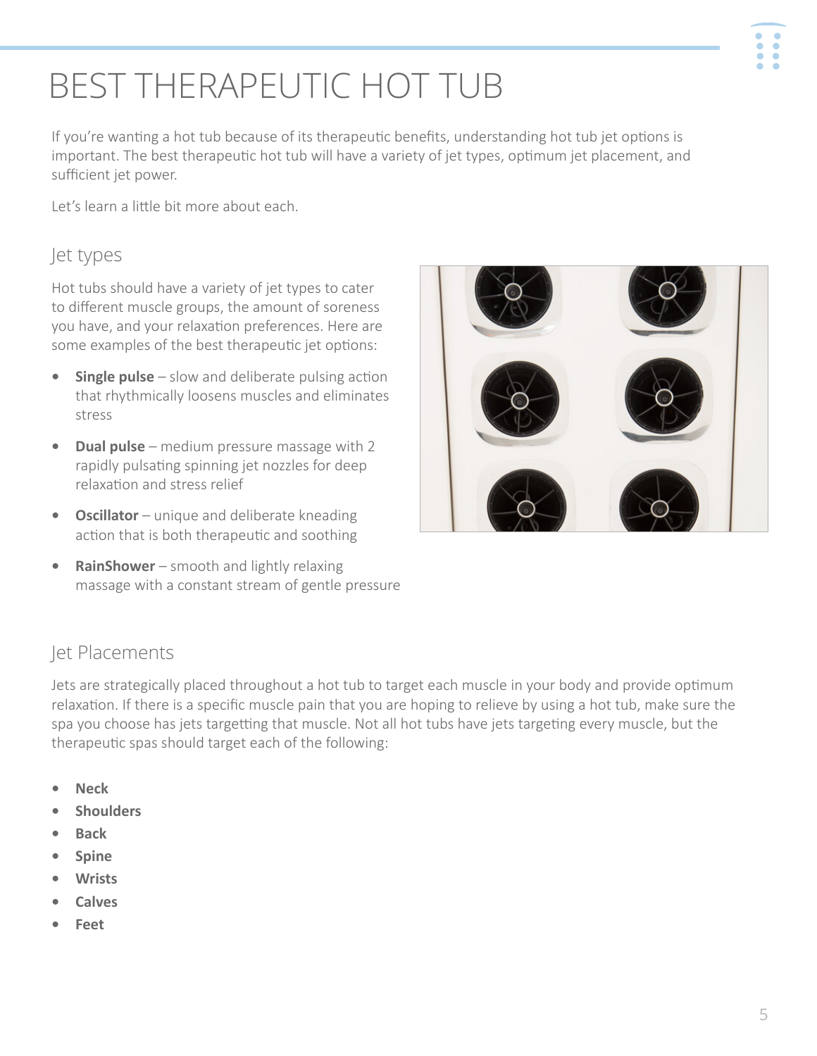# BEST THERAPEUTIC HOT TUB

If you're wanting a hot tub because of its therapeutic benefits, understanding hot tub jet options is important. The best therapeutic hot tub will have a variety of jet types, optimum jet placement, and sufficient jet power.

Let's learn a little bit more about each.

## Jet types

Hot tubs should have a variety of jet types to cater to different muscle groups, the amount of soreness you have, and your relaxation preferences. Here are some examples of the best therapeutic jet options:

- **Single pulse** – slow and deliberate pulsing action that rhythmically loosens muscles and eliminates stress
- **Dual pulse** – medium pressure massage with 2 rapidly pulsating spinning jet nozzles for deep relaxation and stress relief
- **Oscillator** – unique and deliberate kneading action that is both therapeutic and soothing
- **RainShower** – smooth and lightly relaxing massage with a constant stream of gentle pressure

## Jet Placements

Jets are strategically placed throughout a hot tub to target each muscle in your body and provide optimum relaxation. If there is a specific muscle pain that you are hoping to relieve by using a hot tub, make sure the spa you choose has jets targetting that muscle. Not all hot tubs have jets targeting every muscle, but the therapeutic spas should target each of the following:

- **Neck**
- **Shoulders**
- **Back**
- **Spine**
- **Wrists**
- **Calves**
- **Feet**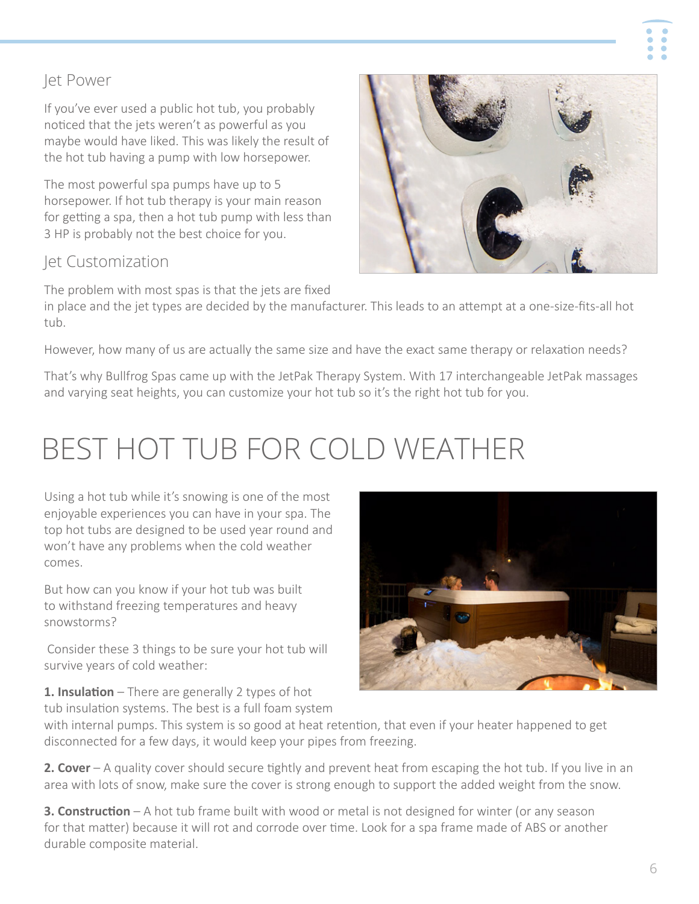### Jet Power

If you've ever used a public hot tub, you probably noticed that the jets weren't as powerful as you maybe would have liked. This was likely the result of the hot tub having a pump with low horsepower.

The most powerful spa pumps have up to 5 horsepower. If hot tub therapy is your main reason for getting a spa, then a hot tub pump with less than 3 HP is probably not the best choice for you.

### Jet Customization

The problem with most spas is that the jets are fixed in place and the jet types are decided by the manufacturer. This leads to an attempt at a one-size-fits-all hot tub.

However, how many of us are actually the same size and have the exact same therapy or relaxation needs?

That's why Bullfrog Spas came up with the JetPak Therapy System. With 17 interchangeable JetPak massages and varying seat heights, you can customize your hot tub so it's the right hot tub for you.

# BEST HOT TUB FOR COLD WEATHER

Using a hot tub while it's snowing is one of the most enjoyable experiences you can have in your spa. The top hot tubs are designed to be used year round and won't have any problems when the cold weather comes.

But how can you know if your hot tub was built to withstand freezing temperatures and heavy snowstorms?

Consider these 3 things to be sure your hot tub will survive years of cold weather:

**1. Insulation** – There are generally 2 types of hot tub insulation systems. The best is a full foam system with internal pumps. This system is so good at heat retention, that even if your heater happened to get disconnected for a few days, it would keep your pipes from freezing.

**2. Cover** – A quality cover should secure tightly and prevent heat from escaping the hot tub. If you live in an area with lots of snow, make sure the cover is strong enough to support the added weight from the snow.

**3. Construction** – A hot tub frame built with wood or metal is not designed for winter (or any season for that matter) because it will rot and corrode over time. Look for a spa frame made of ABS or another durable composite material.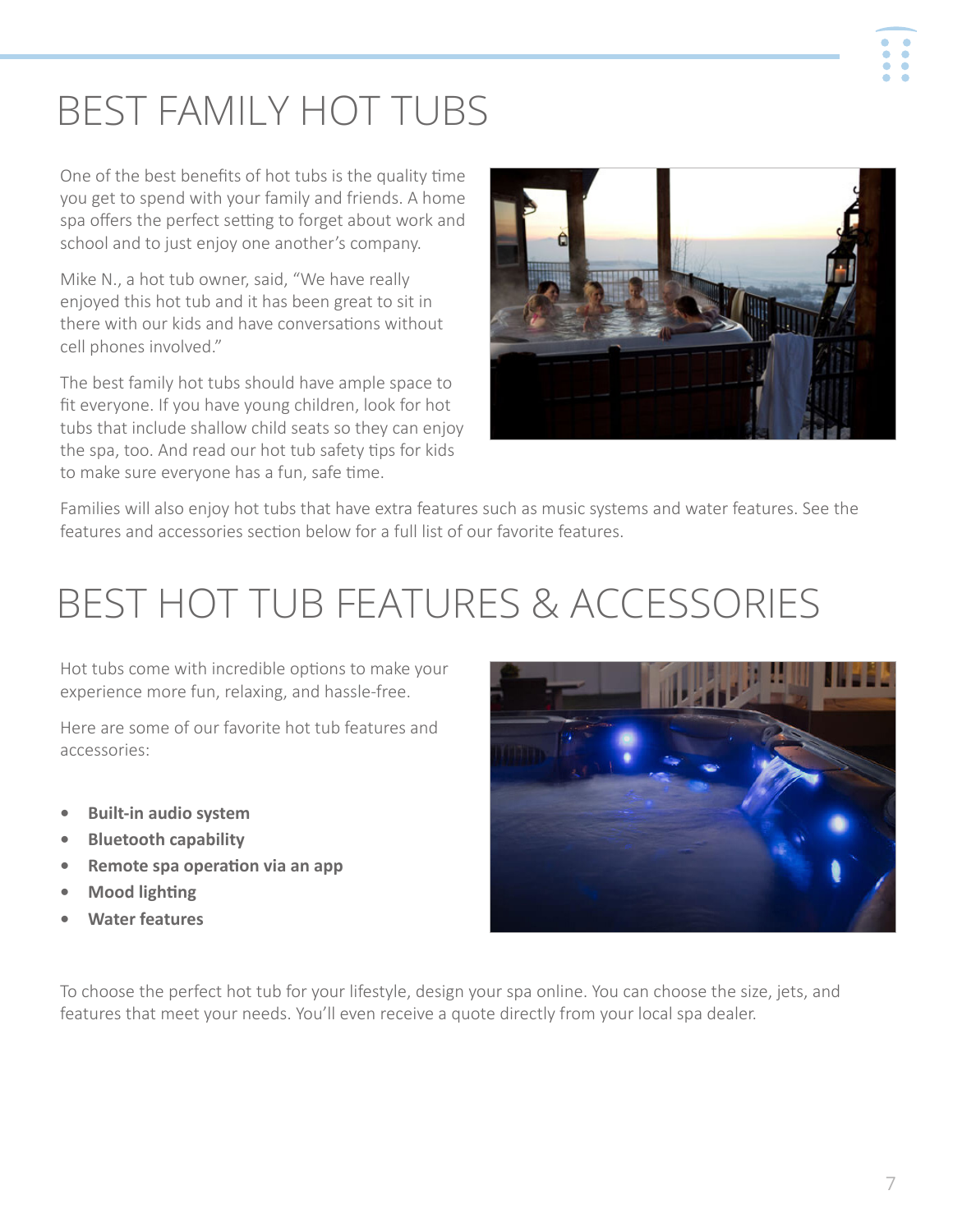# BEST FAMILY HOT TUBS

One of the best benefits of hot tubs is the quality time you get to spend with your family and friends. A home spa offers the perfect setting to forget about work and school and to just enjoy one another's company.

Mike N., a hot tub owner, said, "We have really enjoyed this hot tub and it has been great to sit in there with our kids and have conversations without cell phones involved."

The best family hot tubs should have ample space to fit everyone. If you have young children, look for hot tubs that include shallow child seats so they can enjoy the spa, too. And read our hot tub safety tips for kids to make sure everyone has a fun, safe time.

Families will also enjoy hot tubs that have extra features such as music systems and water features. See the features and accessories section below for a full list of our favorite features.

# BEST HOT TUB FEATURES & ACCESSORIES

Hot tubs come with incredible options to make your experience more fun, relaxing, and hassle-free.

Here are some of our favorite hot tub features and accessories:

- **Built-in audio system**
- **Bluetooth capability**
- **Remote spa operation via an app**
- **Mood lighting**
- **Water features**

To choose the perfect hot tub for your lifestyle, design your spa online. You can choose the size, jets, and features that meet your needs. You'll even receive a quote directly from your local spa dealer.